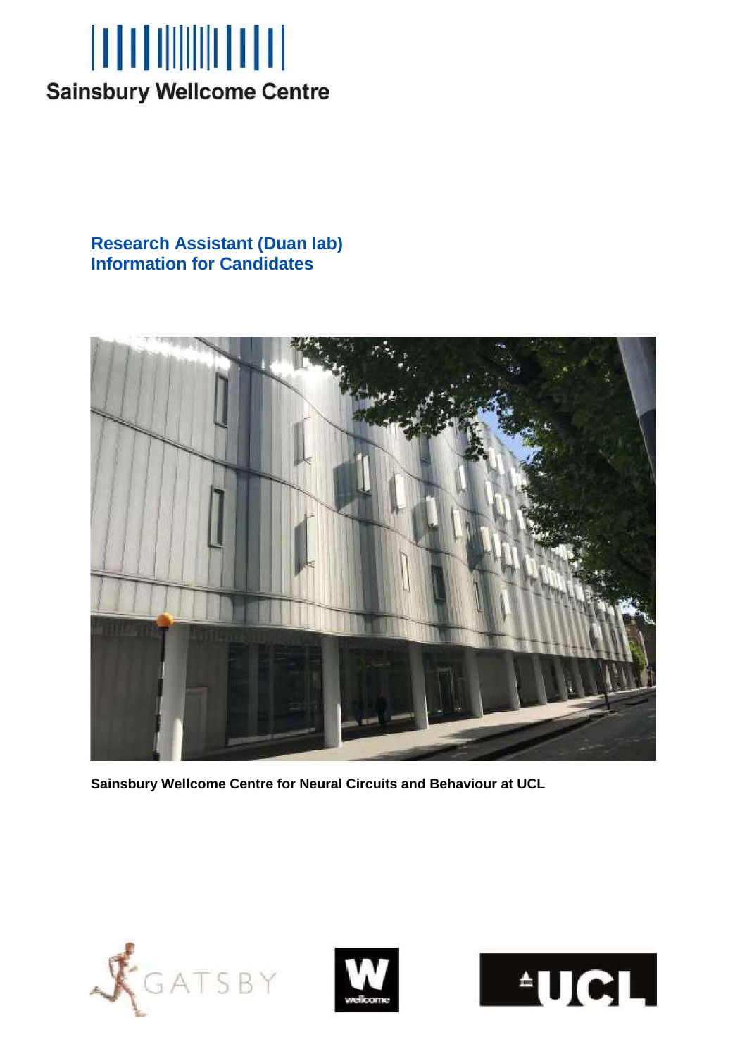Sainsbury Wellcome Centre

# Research Assistant (Duan lab)
# Information for Candidates

**Sainsbury Wellcome Centre for Neural Circuits and Behaviour at UCL**

GATSBY

wellcome

UCL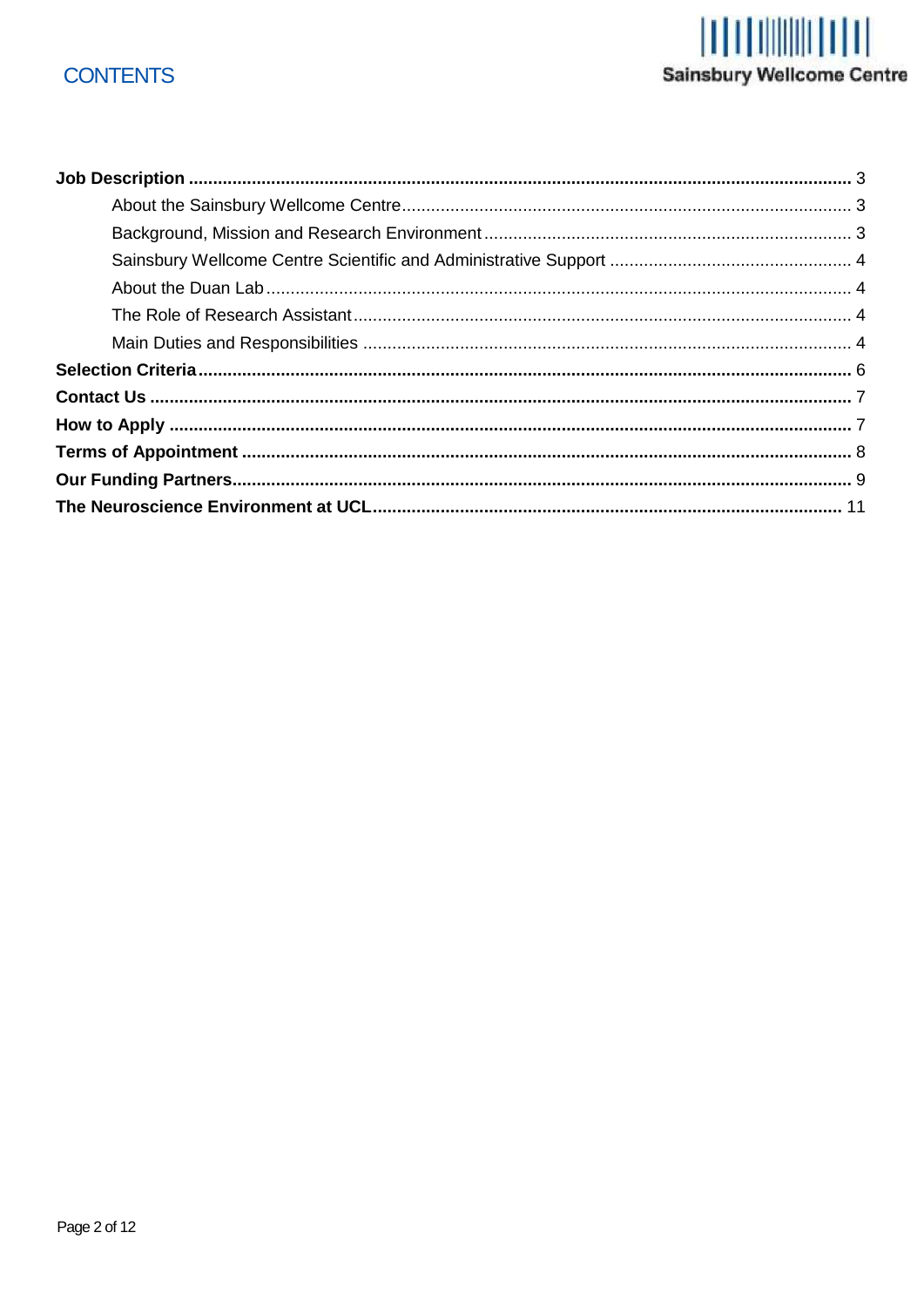# CONTENTS

**Job Description** ........ 3

- About the Sainsbury Wellcome Centre ........ 3
- Background, Mission and Research Environment ........ 3
- Sainsbury Wellcome Centre Scientific and Administrative Support ........ 4
- About the Duan Lab ........ 4
- The Role of Research Assistant ........ 4
- Main Duties and Responsibilities ........ 4

**Selection Criteria** ........ 6

**Contact Us** ........ 7

**How to Apply** ........ 7

**Terms of Appointment** ........ 8

**Our Funding Partners** ........ 9

**The Neuroscience Environment at UCL** ........ 11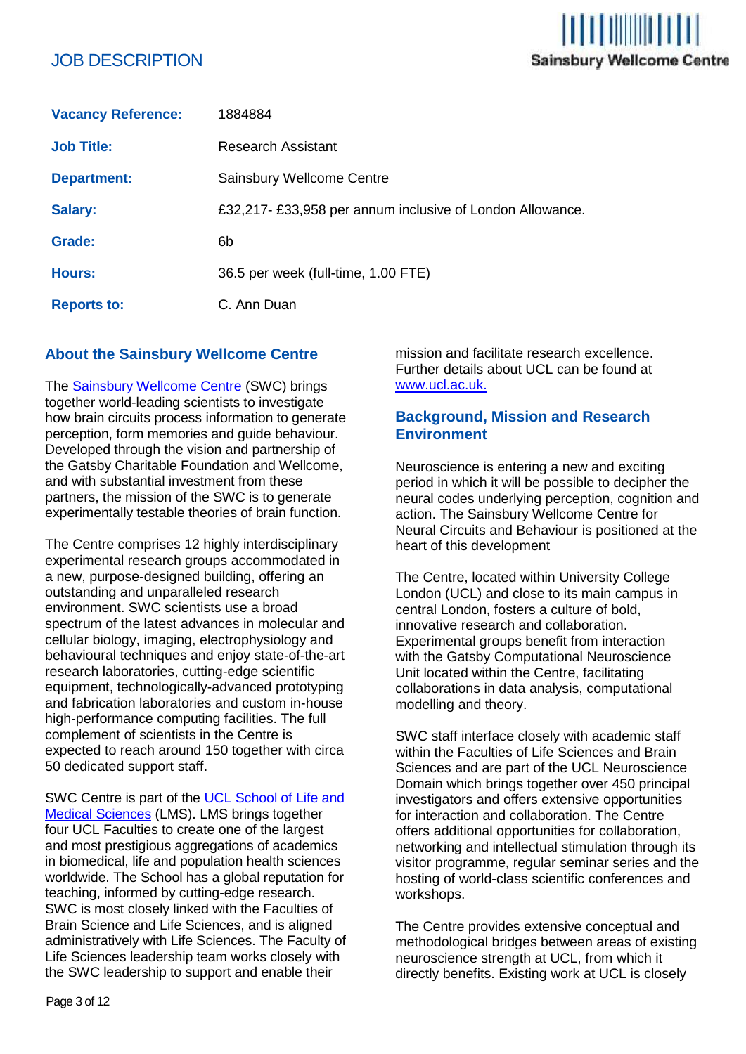# JOB DESCRIPTION

| | |
|---|---|
| **Vacancy Reference:** | 1884884 |
| **Job Title:** | Research Assistant |
| **Department:** | Sainsbury Wellcome Centre |
| **Salary:** | £32,217- £33,958 per annum inclusive of London Allowance. |
| **Grade:** | 6b |
| **Hours:** | 36.5 per week (full-time, 1.00 FTE) |
| **Reports to:** | C. Ann Duan |

## About the Sainsbury Wellcome Centre

The Sainsbury Wellcome Centre (SWC) brings together world-leading scientists to investigate how brain circuits process information to generate perception, form memories and guide behaviour. Developed through the vision and partnership of the Gatsby Charitable Foundation and Wellcome, and with substantial investment from these partners, the mission of the SWC is to generate experimentally testable theories of brain function.

The Centre comprises 12 highly interdisciplinary experimental research groups accommodated in a new, purpose-designed building, offering an outstanding and unparalleled research environment. SWC scientists use a broad spectrum of the latest advances in molecular and cellular biology, imaging, electrophysiology and behavioural techniques and enjoy state-of-the-art research laboratories, cutting-edge scientific equipment, technologically-advanced prototyping and fabrication laboratories and custom in-house high-performance computing facilities. The full complement of scientists in the Centre is expected to reach around 150 together with circa 50 dedicated support staff.

SWC Centre is part of the UCL School of Life and Medical Sciences (LMS). LMS brings together four UCL Faculties to create one of the largest and most prestigious aggregations of academics in biomedical, life and population health sciences worldwide. The School has a global reputation for teaching, informed by cutting-edge research. SWC is most closely linked with the Faculties of Brain Science and Life Sciences, and is aligned administratively with Life Sciences. The Faculty of Life Sciences leadership team works closely with the SWC leadership to support and enable their mission and facilitate research excellence. Further details about UCL can be found at www.ucl.ac.uk.

## Background, Mission and Research Environment

Neuroscience is entering a new and exciting period in which it will be possible to decipher the neural codes underlying perception, cognition and action. The Sainsbury Wellcome Centre for Neural Circuits and Behaviour is positioned at the heart of this development

The Centre, located within University College London (UCL) and close to its main campus in central London, fosters a culture of bold, innovative research and collaboration. Experimental groups benefit from interaction with the Gatsby Computational Neuroscience Unit located within the Centre, facilitating collaborations in data analysis, computational modelling and theory.

SWC staff interface closely with academic staff within the Faculties of Life Sciences and Brain Sciences and are part of the UCL Neuroscience Domain which brings together over 450 principal investigators and offers extensive opportunities for interaction and collaboration. The Centre offers additional opportunities for collaboration, networking and intellectual stimulation through its visitor programme, regular seminar series and the hosting of world-class scientific conferences and workshops.

The Centre provides extensive conceptual and methodological bridges between areas of existing neuroscience strength at UCL, from which it directly benefits. Existing work at UCL is closely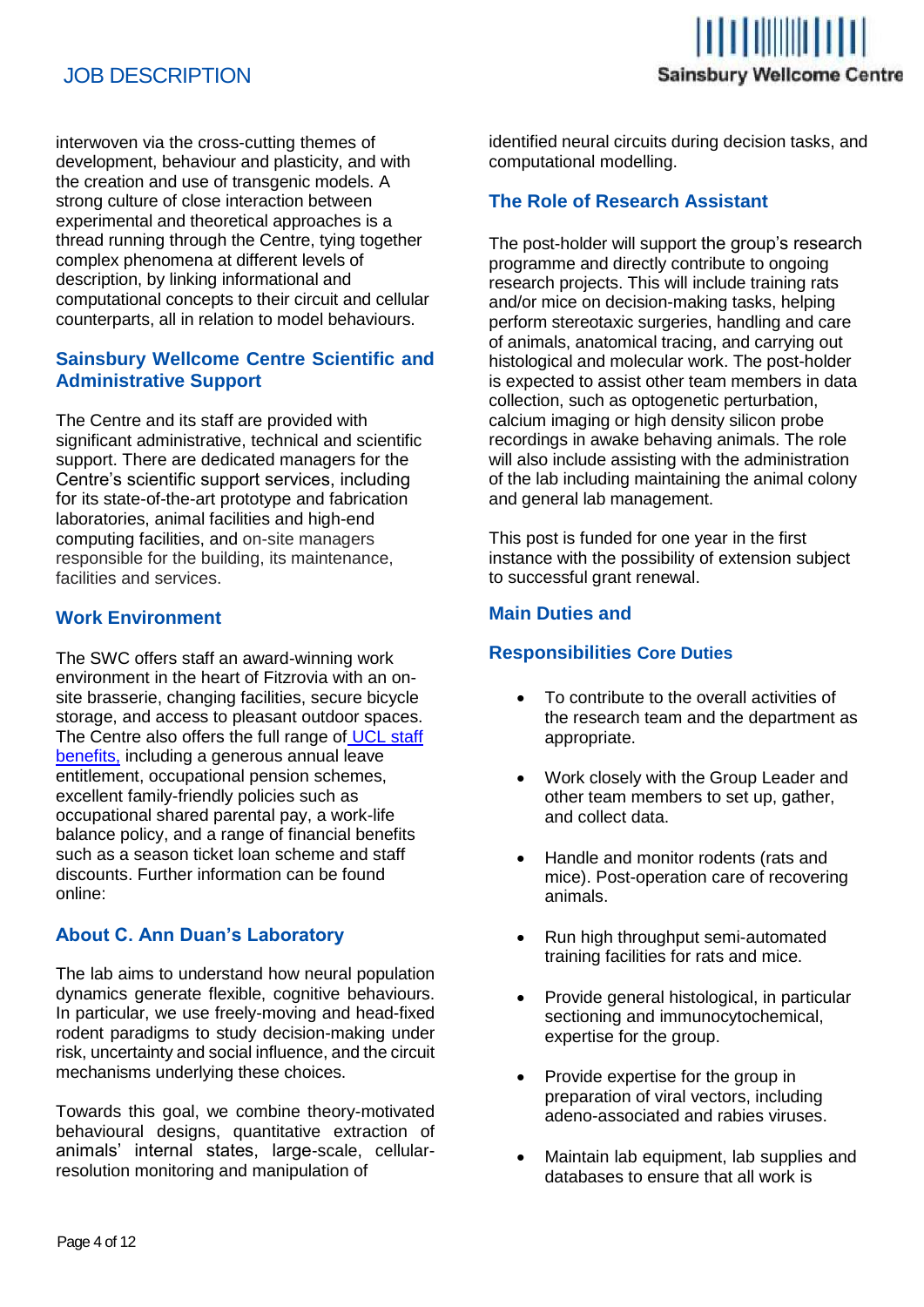interwoven via the cross-cutting themes of development, behaviour and plasticity, and with the creation and use of transgenic models. A strong culture of close interaction between experimental and theoretical approaches is a thread running through the Centre, tying together complex phenomena at different levels of description, by linking informational and computational concepts to their circuit and cellular counterparts, all in relation to model behaviours.

## Sainsbury Wellcome Centre Scientific and Administrative Support

The Centre and its staff are provided with significant administrative, technical and scientific support. There are dedicated managers for the Centre's scientific support services, including for its state-of-the-art prototype and fabrication laboratories, animal facilities and high-end computing facilities, and on-site managers responsible for the building, its maintenance, facilities and services.

## Work Environment

The SWC offers staff an award-winning work environment in the heart of Fitzrovia with an on-site brasserie, changing facilities, secure bicycle storage, and access to pleasant outdoor spaces. The Centre also offers the full range of UCL staff benefits, including a generous annual leave entitlement, occupational pension schemes, excellent family-friendly policies such as occupational shared parental pay, a work-life balance policy, and a range of financial benefits such as a season ticket loan scheme and staff discounts. Further information can be found online:

## About C. Ann Duan's Laboratory

The lab aims to understand how neural population dynamics generate flexible, cognitive behaviours. In particular, we use freely-moving and head-fixed rodent paradigms to study decision-making under risk, uncertainty and social influence, and the circuit mechanisms underlying these choices.

Towards this goal, we combine theory-motivated behavioural designs, quantitative extraction of animals' internal states, large-scale, cellular-resolution monitoring and manipulation of identified neural circuits during decision tasks, and computational modelling.

## The Role of Research Assistant

The post-holder will support the group's research programme and directly contribute to ongoing research projects. This will include training rats and/or mice on decision-making tasks, helping perform stereotaxic surgeries, handling and care of animals, anatomical tracing, and carrying out histological and molecular work. The post-holder is expected to assist other team members in data collection, such as optogenetic perturbation, calcium imaging or high density silicon probe recordings in awake behaving animals. The role will also include assisting with the administration of the lab including maintaining the animal colony and general lab management.

This post is funded for one year in the first instance with the possibility of extension subject to successful grant renewal.

## Main Duties and Responsibilities

### Core Duties

- To contribute to the overall activities of the research team and the department as appropriate.
- Work closely with the Group Leader and other team members to set up, gather, and collect data.
- Handle and monitor rodents (rats and mice). Post-operation care of recovering animals.
- Run high throughput semi-automated training facilities for rats and mice.
- Provide general histological, in particular sectioning and immunocytochemical, expertise for the group.
- Provide expertise for the group in preparation of viral vectors, including adeno-associated and rabies viruses.
- Maintain lab equipment, lab supplies and databases to ensure that all work is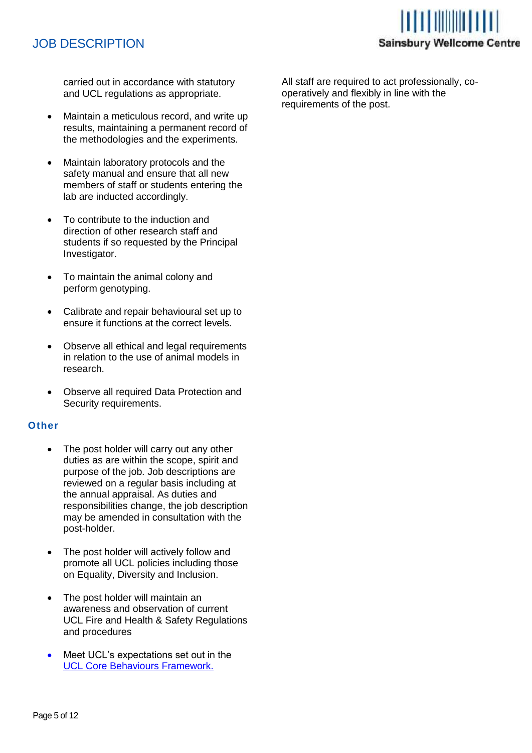carried out in accordance with statutory and UCL regulations as appropriate.

- Maintain a meticulous record, and write up results, maintaining a permanent record of the methodologies and the experiments.

- Maintain laboratory protocols and the safety manual and ensure that all new members of staff or students entering the lab are inducted accordingly.

- To contribute to the induction and direction of other research staff and students if so requested by the Principal Investigator.

- To maintain the animal colony and perform genotyping.

- Calibrate and repair behavioural set up to ensure it functions at the correct levels.

- Observe all ethical and legal requirements in relation to the use of animal models in research.

- Observe all required Data Protection and Security requirements.

### Other

- The post holder will carry out any other duties as are within the scope, spirit and purpose of the job. Job descriptions are reviewed on a regular basis including at the annual appraisal. As duties and responsibilities change, the job description may be amended in consultation with the post-holder.

- The post holder will actively follow and promote all UCL policies including those on Equality, Diversity and Inclusion.

- The post holder will maintain an awareness and observation of current UCL Fire and Health & Safety Regulations and procedures

- Meet UCL's expectations set out in the [UCL Core Behaviours Framework.]

All staff are required to act professionally, co-operatively and flexibly in line with the requirements of the post.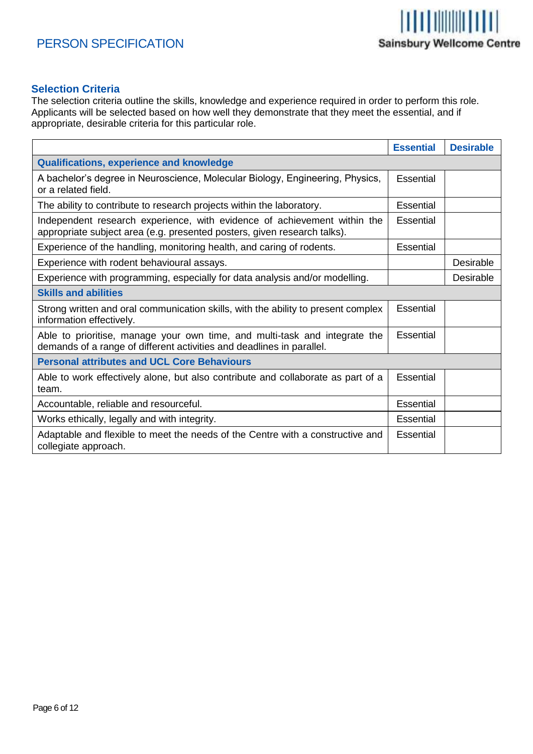# PERSON SPECIFICATION

## Selection Criteria

The selection criteria outline the skills, knowledge and experience required in order to perform this role. Applicants will be selected based on how well they demonstrate that they meet the essential, and if appropriate, desirable criteria for this particular role.

| | Essential | Desirable |
|---|---|---|
| **Qualifications, experience and knowledge** | | |
| A bachelor's degree in Neuroscience, Molecular Biology, Engineering, Physics, or a related field. | Essential | |
| The ability to contribute to research projects within the laboratory. | Essential | |
| Independent research experience, with evidence of achievement within the appropriate subject area (e.g. presented posters, given research talks). | Essential | |
| Experience of the handling, monitoring health, and caring of rodents. | Essential | |
| Experience with rodent behavioural assays. | | Desirable |
| Experience with programming, especially for data analysis and/or modelling. | | Desirable |
| **Skills and abilities** | | |
| Strong written and oral communication skills, with the ability to present complex information effectively. | Essential | |
| Able to prioritise, manage your own time, and multi-task and integrate the demands of a range of different activities and deadlines in parallel. | Essential | |
| **Personal attributes and UCL Core Behaviours** | | |
| Able to work effectively alone, but also contribute and collaborate as part of a team. | Essential | |
| Accountable, reliable and resourceful. | Essential | |
| Works ethically, legally and with integrity. | Essential | |
| Adaptable and flexible to meet the needs of the Centre with a constructive and collegiate approach. | Essential | |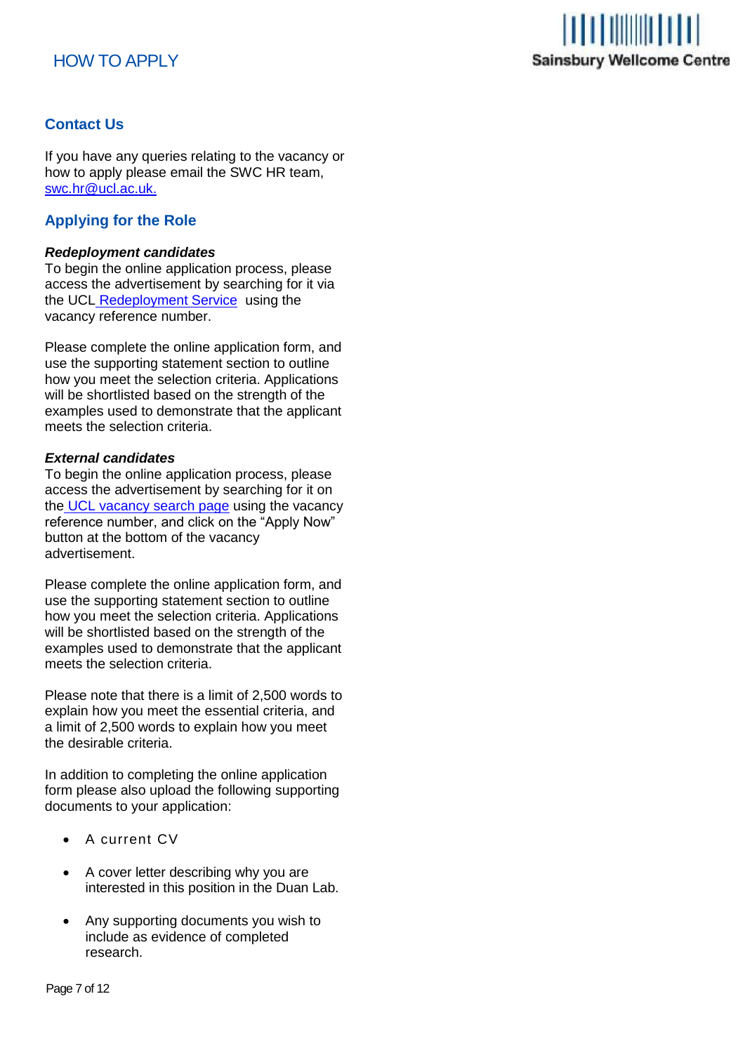# HOW TO APPLY

## Contact Us

If you have any queries relating to the vacancy or how to apply please email the SWC HR team, swc.hr@ucl.ac.uk.

## Applying for the Role

***Redeployment candidates***

To begin the online application process, please access the advertisement by searching for it via the UCL Redeployment Service using the vacancy reference number.

Please complete the online application form, and use the supporting statement section to outline how you meet the selection criteria. Applications will be shortlisted based on the strength of the examples used to demonstrate that the applicant meets the selection criteria.

***External candidates***

To begin the online application process, please access the advertisement by searching for it on the UCL vacancy search page using the vacancy reference number, and click on the "Apply Now" button at the bottom of the vacancy advertisement.

Please complete the online application form, and use the supporting statement section to outline how you meet the selection criteria. Applications will be shortlisted based on the strength of the examples used to demonstrate that the applicant meets the selection criteria.

Please note that there is a limit of 2,500 words to explain how you meet the essential criteria, and a limit of 2,500 words to explain how you meet the desirable criteria.

In addition to completing the online application form please also upload the following supporting documents to your application:

- A current CV
- A cover letter describing why you are interested in this position in the Duan Lab.
- Any supporting documents you wish to include as evidence of completed research.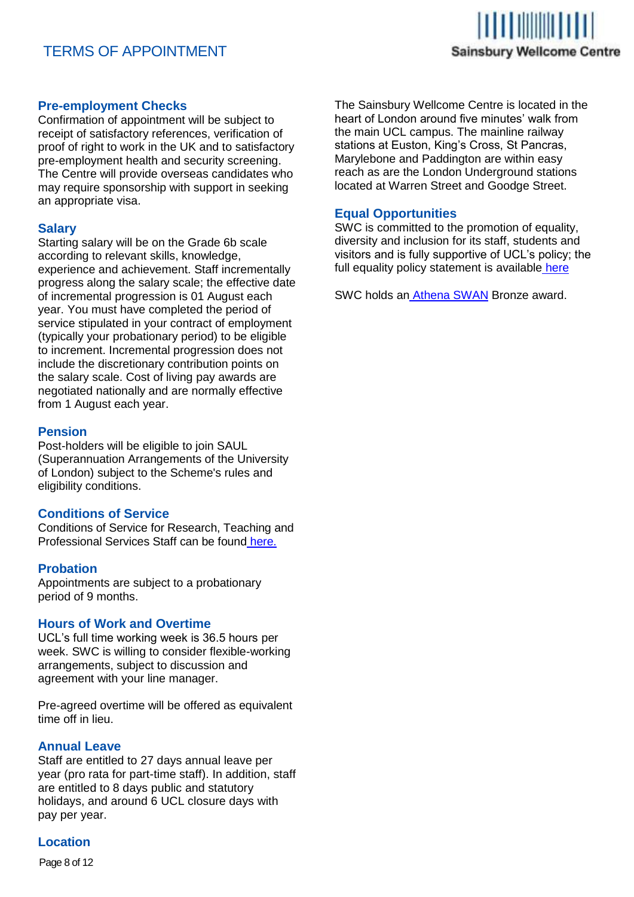# TERMS OF APPOINTMENT

## Pre-employment Checks

Confirmation of appointment will be subject to receipt of satisfactory references, verification of proof of right to work in the UK and to satisfactory pre-employment health and security screening. The Centre will provide overseas candidates who may require sponsorship with support in seeking an appropriate visa.

## Salary

Starting salary will be on the Grade 6b scale according to relevant skills, knowledge, experience and achievement. Staff incrementally progress along the salary scale; the effective date of incremental progression is 01 August each year. You must have completed the period of service stipulated in your contract of employment (typically your probationary period) to be eligible to increment. Incremental progression does not include the discretionary contribution points on the salary scale. Cost of living pay awards are negotiated nationally and are normally effective from 1 August each year.

## Pension

Post-holders will be eligible to join SAUL (Superannuation Arrangements of the University of London) subject to the Scheme's rules and eligibility conditions.

## Conditions of Service

Conditions of Service for Research, Teaching and Professional Services Staff can be found here.

## Probation

Appointments are subject to a probationary period of 9 months.

## Hours of Work and Overtime

UCL's full time working week is 36.5 hours per week. SWC is willing to consider flexible-working arrangements, subject to discussion and agreement with your line manager.

Pre-agreed overtime will be offered as equivalent time off in lieu.

## Annual Leave

Staff are entitled to 27 days annual leave per year (pro rata for part-time staff). In addition, staff are entitled to 8 days public and statutory holidays, and around 6 UCL closure days with pay per year.

## Location

The Sainsbury Wellcome Centre is located in the heart of London around five minutes' walk from the main UCL campus. The mainline railway stations at Euston, King's Cross, St Pancras, Marylebone and Paddington are within easy reach as are the London Underground stations located at Warren Street and Goodge Street.

## Equal Opportunities

SWC is committed to the promotion of equality, diversity and inclusion for its staff, students and visitors and is fully supportive of UCL's policy; the full equality policy statement is available here

SWC holds an Athena SWAN Bronze award.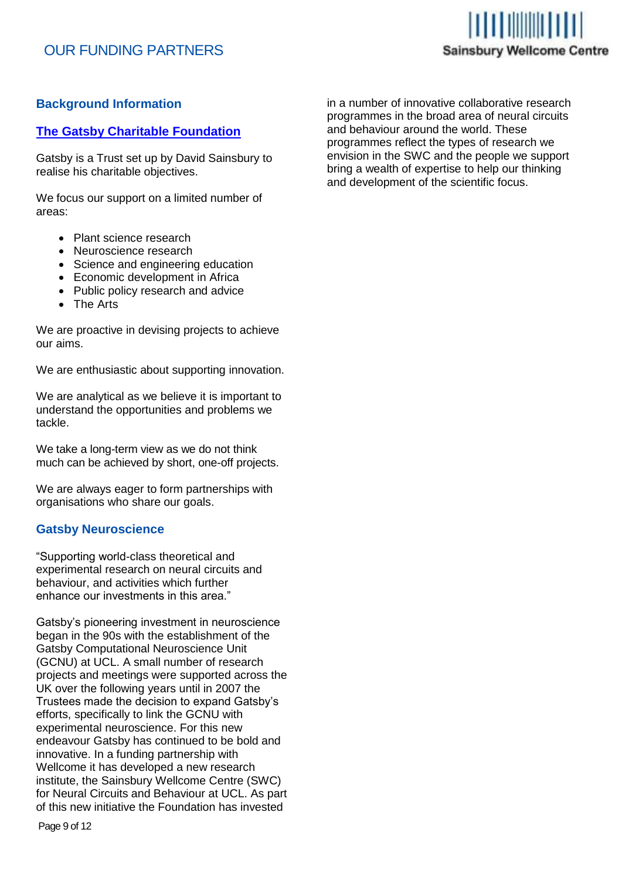# OUR FUNDING PARTNERS

## Background Information

### The Gatsby Charitable Foundation

Gatsby is a Trust set up by David Sainsbury to realise his charitable objectives.

We focus our support on a limited number of areas:

- Plant science research
- Neuroscience research
- Science and engineering education
- Economic development in Africa
- Public policy research and advice
- The Arts

We are proactive in devising projects to achieve our aims.

We are enthusiastic about supporting innovation.

We are analytical as we believe it is important to understand the opportunities and problems we tackle.

We take a long-term view as we do not think much can be achieved by short, one-off projects.

We are always eager to form partnerships with organisations who share our goals.

## Gatsby Neuroscience

"Supporting world-class theoretical and experimental research on neural circuits and behaviour, and activities which further enhance our investments in this area."

Gatsby's pioneering investment in neuroscience began in the 90s with the establishment of the Gatsby Computational Neuroscience Unit (GCNU) at UCL. A small number of research projects and meetings were supported across the UK over the following years until in 2007 the Trustees made the decision to expand Gatsby's efforts, specifically to link the GCNU with experimental neuroscience. For this new endeavour Gatsby has continued to be bold and innovative. In a funding partnership with Wellcome it has developed a new research institute, the Sainsbury Wellcome Centre (SWC) for Neural Circuits and Behaviour at UCL. As part of this new initiative the Foundation has invested in a number of innovative collaborative research programmes in the broad area of neural circuits and behaviour around the world. These programmes reflect the types of research we envision in the SWC and the people we support bring a wealth of expertise to help our thinking and development of the scientific focus.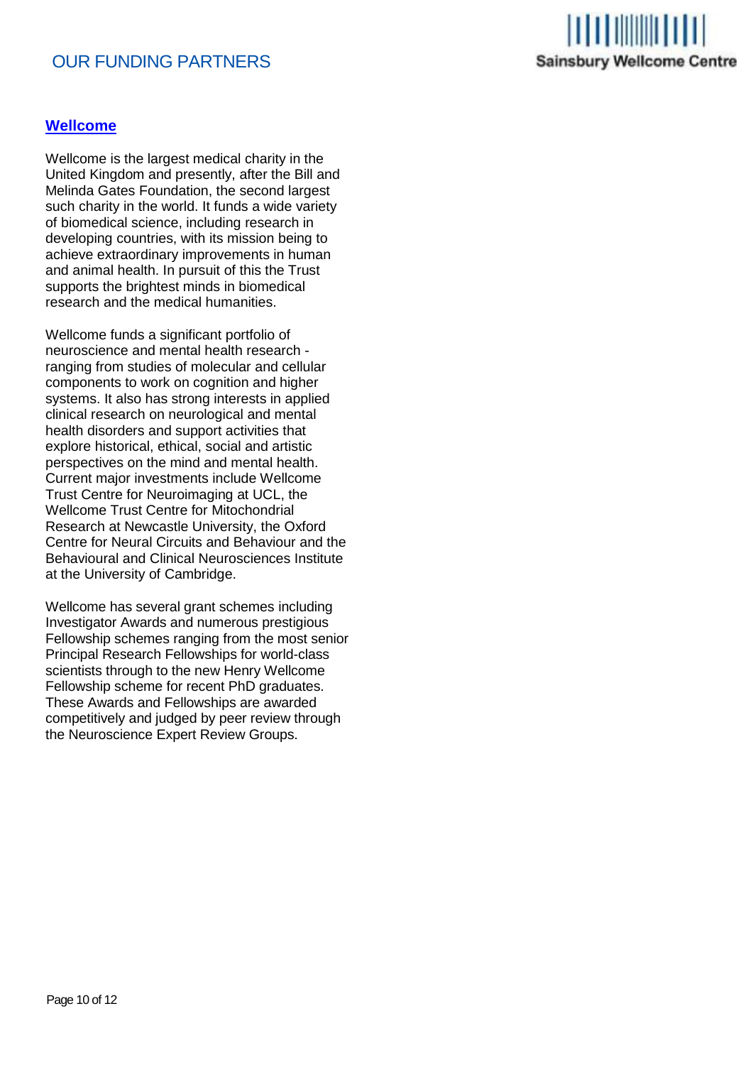# OUR FUNDING PARTNERS

## Wellcome

Wellcome is the largest medical charity in the United Kingdom and presently, after the Bill and Melinda Gates Foundation, the second largest such charity in the world. It funds a wide variety of biomedical science, including research in developing countries, with its mission being to achieve extraordinary improvements in human and animal health. In pursuit of this the Trust supports the brightest minds in biomedical research and the medical humanities.

Wellcome funds a significant portfolio of neuroscience and mental health research - ranging from studies of molecular and cellular components to work on cognition and higher systems. It also has strong interests in applied clinical research on neurological and mental health disorders and support activities that explore historical, ethical, social and artistic perspectives on the mind and mental health. Current major investments include Wellcome Trust Centre for Neuroimaging at UCL, the Wellcome Trust Centre for Mitochondrial Research at Newcastle University, the Oxford Centre for Neural Circuits and Behaviour and the Behavioural and Clinical Neurosciences Institute at the University of Cambridge.

Wellcome has several grant schemes including Investigator Awards and numerous prestigious Fellowship schemes ranging from the most senior Principal Research Fellowships for world-class scientists through to the new Henry Wellcome Fellowship scheme for recent PhD graduates. These Awards and Fellowships are awarded competitively and judged by peer review through the Neuroscience Expert Review Groups.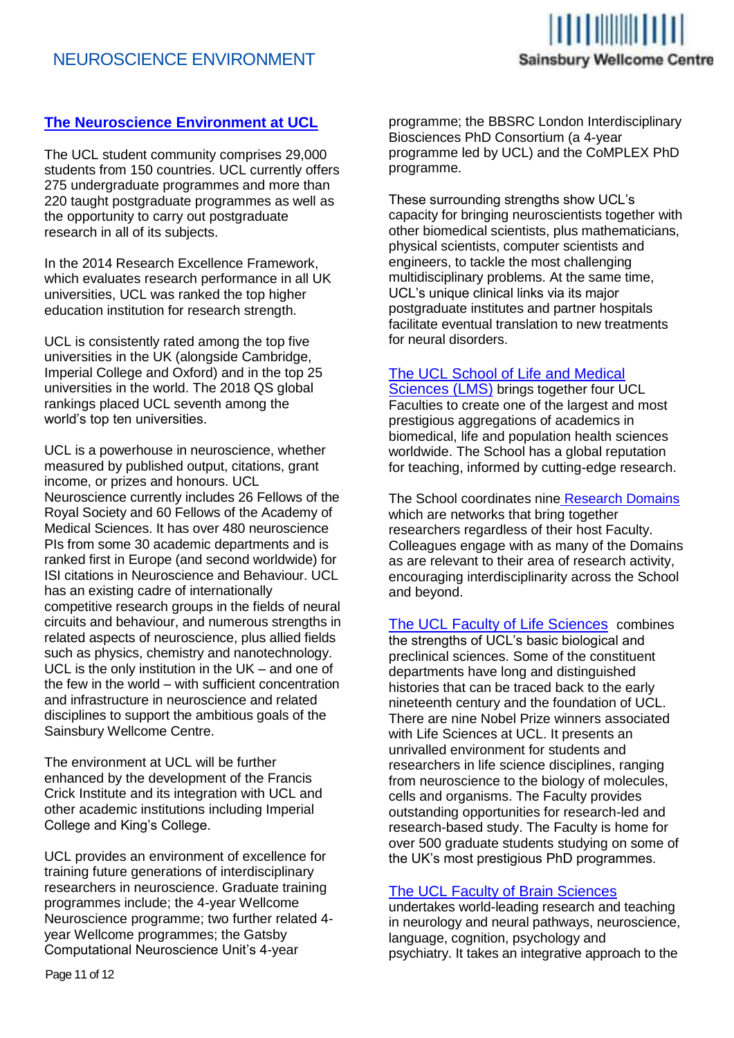## The Neuroscience Environment at UCL

The UCL student community comprises 29,000 students from 150 countries. UCL currently offers 275 undergraduate programmes and more than 220 taught postgraduate programmes as well as the opportunity to carry out postgraduate research in all of its subjects.

In the 2014 Research Excellence Framework, which evaluates research performance in all UK universities, UCL was ranked the top higher education institution for research strength.

UCL is consistently rated among the top five universities in the UK (alongside Cambridge, Imperial College and Oxford) and in the top 25 universities in the world. The 2018 QS global rankings placed UCL seventh among the world's top ten universities.

UCL is a powerhouse in neuroscience, whether measured by published output, citations, grant income, or prizes and honours. UCL Neuroscience currently includes 26 Fellows of the Royal Society and 60 Fellows of the Academy of Medical Sciences. It has over 480 neuroscience PIs from some 30 academic departments and is ranked first in Europe (and second worldwide) for ISI citations in Neuroscience and Behaviour. UCL has an existing cadre of internationally competitive research groups in the fields of neural circuits and behaviour, and numerous strengths in related aspects of neuroscience, plus allied fields such as physics, chemistry and nanotechnology. UCL is the only institution in the UK – and one of the few in the world – with sufficient concentration and infrastructure in neuroscience and related disciplines to support the ambitious goals of the Sainsbury Wellcome Centre.

The environment at UCL will be further enhanced by the development of the Francis Crick Institute and its integration with UCL and other academic institutions including Imperial College and King's College.

UCL provides an environment of excellence for training future generations of interdisciplinary researchers in neuroscience. Graduate training programmes include; the 4-year Wellcome Neuroscience programme; two further related 4-year Wellcome programmes; the Gatsby Computational Neuroscience Unit's 4-year programme; the BBSRC London Interdisciplinary Biosciences PhD Consortium (a 4-year programme led by UCL) and the CoMPLEX PhD programme.

These surrounding strengths show UCL's capacity for bringing neuroscientists together with other biomedical scientists, plus mathematicians, physical scientists, computer scientists and engineers, to tackle the most challenging multidisciplinary problems. At the same time, UCL's unique clinical links via its major postgraduate institutes and partner hospitals facilitate eventual translation to new treatments for neural disorders.

The UCL School of Life and Medical Sciences (LMS) brings together four UCL Faculties to create one of the largest and most prestigious aggregations of academics in biomedical, life and population health sciences worldwide. The School has a global reputation for teaching, informed by cutting-edge research.

The School coordinates nine Research Domains which are networks that bring together researchers regardless of their host Faculty. Colleagues engage with as many of the Domains as are relevant to their area of research activity, encouraging interdisciplinarity across the School and beyond.

The UCL Faculty of Life Sciences combines the strengths of UCL's basic biological and preclinical sciences. Some of the constituent departments have long and distinguished histories that can be traced back to the early nineteenth century and the foundation of UCL. There are nine Nobel Prize winners associated with Life Sciences at UCL. It presents an unrivalled environment for students and researchers in life science disciplines, ranging from neuroscience to the biology of molecules, cells and organisms. The Faculty provides outstanding opportunities for research-led and research-based study. The Faculty is home for over 500 graduate students studying on some of the UK's most prestigious PhD programmes.

The UCL Faculty of Brain Sciences undertakes world-leading research and teaching in neurology and neural pathways, neuroscience, language, cognition, psychology and psychiatry. It takes an integrative approach to the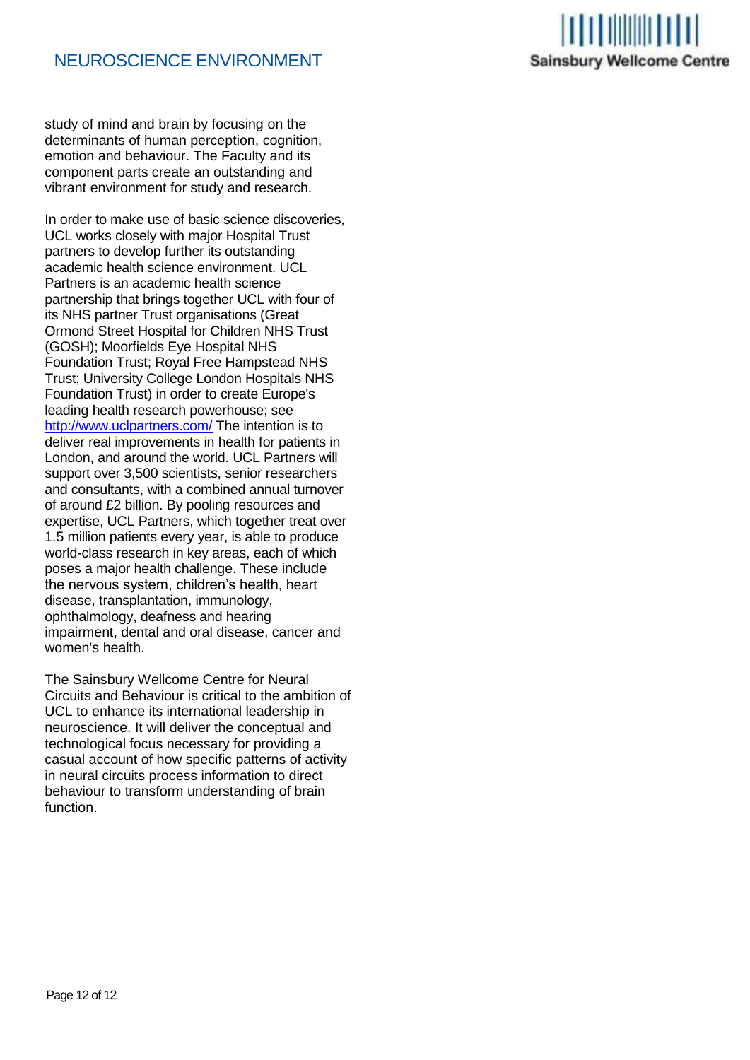study of mind and brain by focusing on the determinants of human perception, cognition, emotion and behaviour. The Faculty and its component parts create an outstanding and vibrant environment for study and research.

In order to make use of basic science discoveries, UCL works closely with major Hospital Trust partners to develop further its outstanding academic health science environment. UCL Partners is an academic health science partnership that brings together UCL with four of its NHS partner Trust organisations (Great Ormond Street Hospital for Children NHS Trust (GOSH); Moorfields Eye Hospital NHS Foundation Trust; Royal Free Hampstead NHS Trust; University College London Hospitals NHS Foundation Trust) in order to create Europe's leading health research powerhouse; see [http://www.uclpartners.com/](http://www.uclpartners.com/) The intention is to deliver real improvements in health for patients in London, and around the world. UCL Partners will support over 3,500 scientists, senior researchers and consultants, with a combined annual turnover of around £2 billion. By pooling resources and expertise, UCL Partners, which together treat over 1.5 million patients every year, is able to produce world-class research in key areas, each of which poses a major health challenge. These include the nervous system, children's health, heart disease, transplantation, immunology, ophthalmology, deafness and hearing impairment, dental and oral disease, cancer and women's health.

The Sainsbury Wellcome Centre for Neural Circuits and Behaviour is critical to the ambition of UCL to enhance its international leadership in neuroscience. It will deliver the conceptual and technological focus necessary for providing a casual account of how specific patterns of activity in neural circuits process information to direct behaviour to transform understanding of brain function.